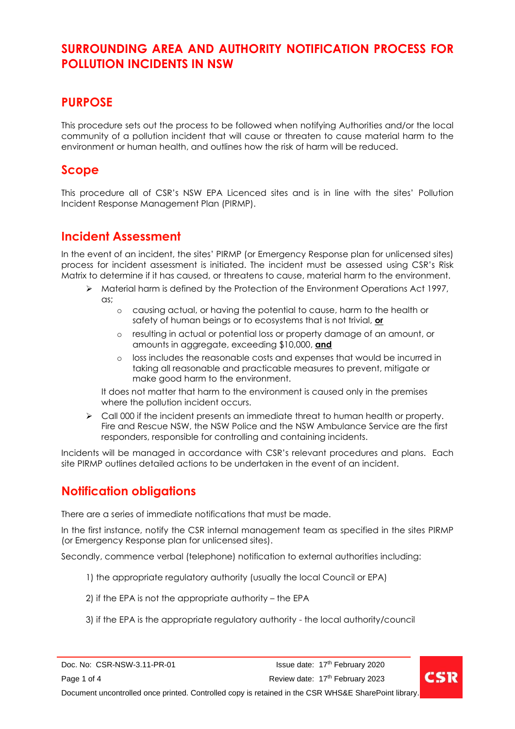# SURROUNDING AREA AND AUTHORITY NOTIFICATION PROCESS FOR POLLUTION INCIDENTS IN NSW

## PURPOSE

This procedure sets out the process to be followed when notifying Authorities and/or the local community of a pollution incident that will cause or threaten to cause material harm to the environment or human health, and outlines how the risk of harm will be reduced.

## Scope

This procedure all of CSR's NSW EPA Licenced sites and is in line with the sites' Pollution Incident Response Management Plan (PIRMP).

## Incident Assessment

In the event of an incident, the sites' PIRMP (or Emergency Response plan for unlicensed sites) process for incident assessment is initiated. The incident must be assessed using CSR's Risk Matrix to determine if it has caused, or threatens to cause, material harm to the environment.

- Material harm is defined by the Protection of the Environment Operations Act 1997, as;
  - causing actual, or having the potential to cause, harm to the health or safety of human beings or to ecosystems that is not trivial, **or**
  - resulting in actual or potential loss or property damage of an amount, or amounts in aggregate, exceeding $10,000, **and**
  - loss includes the reasonable costs and expenses that would be incurred in taking all reasonable and practicable measures to prevent, mitigate or make good harm to the environment.

  It does not matter that harm to the environment is caused only in the premises where the pollution incident occurs.

- Call 000 if the incident presents an immediate threat to human health or property. Fire and Rescue NSW, the NSW Police and the NSW Ambulance Service are the first responders, responsible for controlling and containing incidents.

Incidents will be managed in accordance with CSR's relevant procedures and plans. Each site PIRMP outlines detailed actions to be undertaken in the event of an incident.

## Notification obligations

There are a series of immediate notifications that must be made.

In the first instance, notify the CSR internal management team as specified in the sites PIRMP (or Emergency Response plan for unlicensed sites).

Secondly, commence verbal (telephone) notification to external authorities including:

1) the appropriate regulatory authority (usually the local Council or EPA)

2) if the EPA is not the appropriate authority – the EPA

3) if the EPA is the appropriate regulatory authority - the local authority/council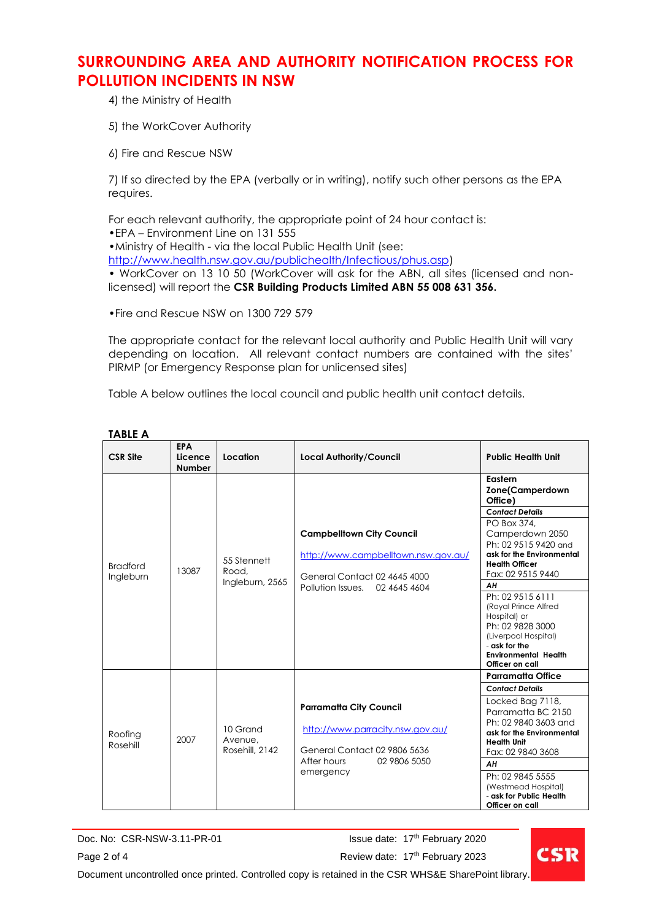# SURROUNDING AREA AND AUTHORITY NOTIFICATION PROCESS FOR POLLUTION INCIDENTS IN NSW

4) the Ministry of Health

5) the WorkCover Authority

6) Fire and Rescue NSW

7) If so directed by the EPA (verbally or in writing), notify such other persons as the EPA requires.

For each relevant authority, the appropriate point of 24 hour contact is:
•EPA – Environment Line on 131 555
•Ministry of Health - via the local Public Health Unit (see: http://www.health.nsw.gov.au/publichealth/Infectious/phus.asp)
• WorkCover on 13 10 50 (WorkCover will ask for the ABN, all sites (licensed and non-licensed) will report the **CSR Building Products Limited ABN 55 008 631 356.**

•Fire and Rescue NSW on 1300 729 579

The appropriate contact for the relevant local authority and Public Health Unit will vary depending on location. All relevant contact numbers are contained with the sites' PIRMP (or Emergency Response plan for unlicensed sites)

Table A below outlines the local council and public health unit contact details.

**TABLE A**

| CSR Site | EPA Licence Number | Location | Local Authority/Council | Public Health Unit |
|---|---|---|---|---|
| Bradford Ingleburn | 13087 | 55 Stennett Road, Ingleburn, 2565 | **Campbelltown City Council**<br>http://www.campbelltown.nsw.gov.au/<br>General Contact 02 4645 4000<br>Pollution Issues. 02 4645 4604 | **Eastern Zone(Camperdown Office)**<br>***Contact Details***<br>PO Box 374, Camperdown 2050<br>Ph: 02 9515 9420 and **ask for the Environmental Health Officer**<br>Fax: 02 9515 9440<br>***AH***<br>Ph: 02 9515 6111 (Royal Prince Alfred Hospital) or<br>Ph: 02 9828 3000 (Liverpool Hospital)<br>- **ask for the Environmental Health Officer on call** |
| Roofing Rosehill | 2007 | 10 Grand Avenue, Rosehill, 2142 | **Parramatta City Council**<br>http://www.parracity.nsw.gov.au/<br>General Contact 02 9806 5636<br>After hours emergency 02 9806 5050 | **Parramatta Office**<br>***Contact Details***<br>Locked Bag 7118, Parramatta BC 2150<br>Ph: 02 9840 3603 and **ask for the Environmental Health Unit**<br>Fax: 02 9840 3608<br>***AH***<br>Ph: 02 9845 5555 (Westmead Hospital)<br>- **ask for Public Health Officer on call** |

Doc. No: CSR-NSW-3.11-PR-01 Issue date: 17th February 2020
Review date: 17th February 2023
Document uncontrolled once printed. Controlled copy is retained in the CSR WHS&E SharePoint library.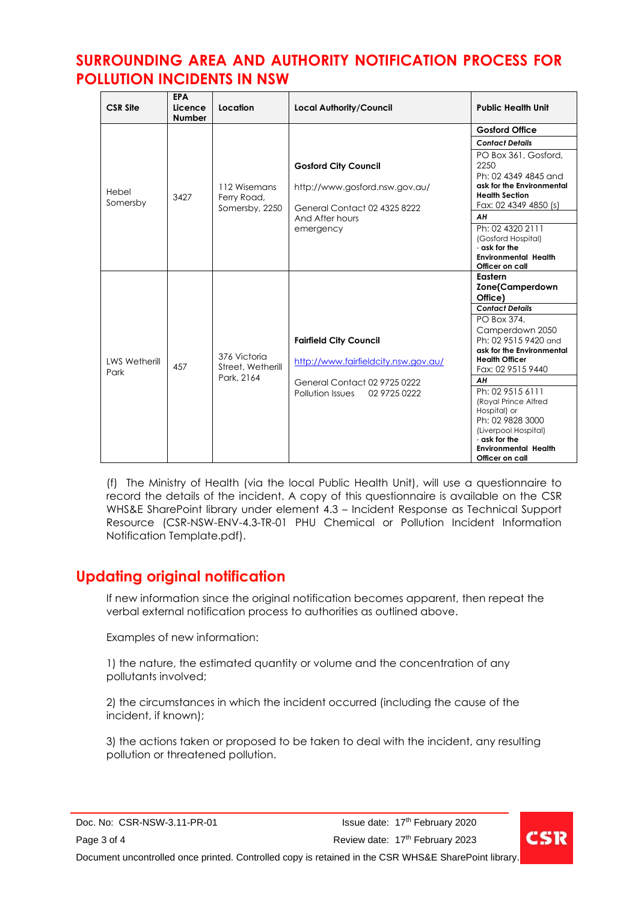## SURROUNDING AREA AND AUTHORITY NOTIFICATION PROCESS FOR POLLUTION INCIDENTS IN NSW

| CSR Site | EPA Licence Number | Location | Local Authority/Council | Public Health Unit |
|---|---|---|---|---|
| Hebel Somersby | 3427 | 112 Wisemans Ferry Road, Somersby, 2250 | **Gosford City Council**<br><br>http://www.gosford.nsw.gov.au/<br><br>General Contact 02 4325 8222<br>And After hours emergency | **Gosford Office**<br>***Contact Details***<br>PO Box 361, Gosford, 2250<br>Ph: 02 4349 4845 and **ask for the Environmental Health Section**<br>Fax: 02 4349 4850 (s)<br>***AH***<br>Ph: 02 4320 2111 (Gosford Hospital) - **ask for the Environmental Health Officer on call** |
| LWS Wetherill Park | 457 | 376 Victoria Street, Wetherill Park, 2164 | **Fairfield City Council**<br><br>http://www.fairfieldcity.nsw.gov.au/<br><br>General Contact 02 9725 0222<br>Pollution Issues 02 9725 0222 | **Eastern Zone(Camperdown Office)**<br>***Contact Details***<br>PO Box 374, Camperdown 2050<br>Ph: 02 9515 9420 and **ask for the Environmental Health Officer**<br>Fax: 02 9515 9440<br>***AH***<br>Ph: 02 9515 6111 (Royal Prince Alfred Hospital) or<br>Ph: 02 9828 3000 (Liverpool Hospital) - **ask for the Environmental Health Officer on call** |

(f) The Ministry of Health (via the local Public Health Unit), will use a questionnaire to record the details of the incident. A copy of this questionnaire is available on the CSR WHS&E SharePoint library under element 4.3 – Incident Response as Technical Support Resource (CSR-NSW-ENV-4.3-TR-01 PHU Chemical or Pollution Incident Information Notification Template.pdf).

## Updating original notification

If new information since the original notification becomes apparent, then repeat the verbal external notification process to authorities as outlined above.

Examples of new information:

1) the nature, the estimated quantity or volume and the concentration of any pollutants involved;

2) the circumstances in which the incident occurred (including the cause of the incident, if known);

3) the actions taken or proposed to be taken to deal with the incident, any resulting pollution or threatened pollution.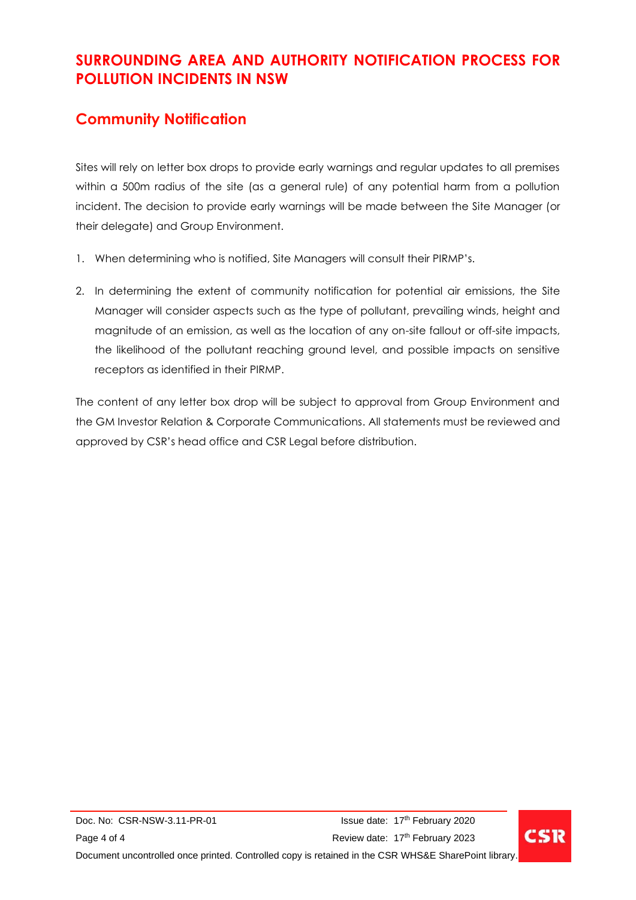## SURROUNDING AREA AND AUTHORITY NOTIFICATION PROCESS FOR POLLUTION INCIDENTS IN NSW

### Community Notification

Sites will rely on letter box drops to provide early warnings and regular updates to all premises within a 500m radius of the site (as a general rule) of any potential harm from a pollution incident. The decision to provide early warnings will be made between the Site Manager (or their delegate) and Group Environment.

1. When determining who is notified, Site Managers will consult their PIRMP's.
2. In determining the extent of community notification for potential air emissions, the Site Manager will consider aspects such as the type of pollutant, prevailing winds, height and magnitude of an emission, as well as the location of any on-site fallout or off-site impacts, the likelihood of the pollutant reaching ground level, and possible impacts on sensitive receptors as identified in their PIRMP.

The content of any letter box drop will be subject to approval from Group Environment and the GM Investor Relation & Corporate Communications. All statements must be reviewed and approved by CSR's head office and CSR Legal before distribution.